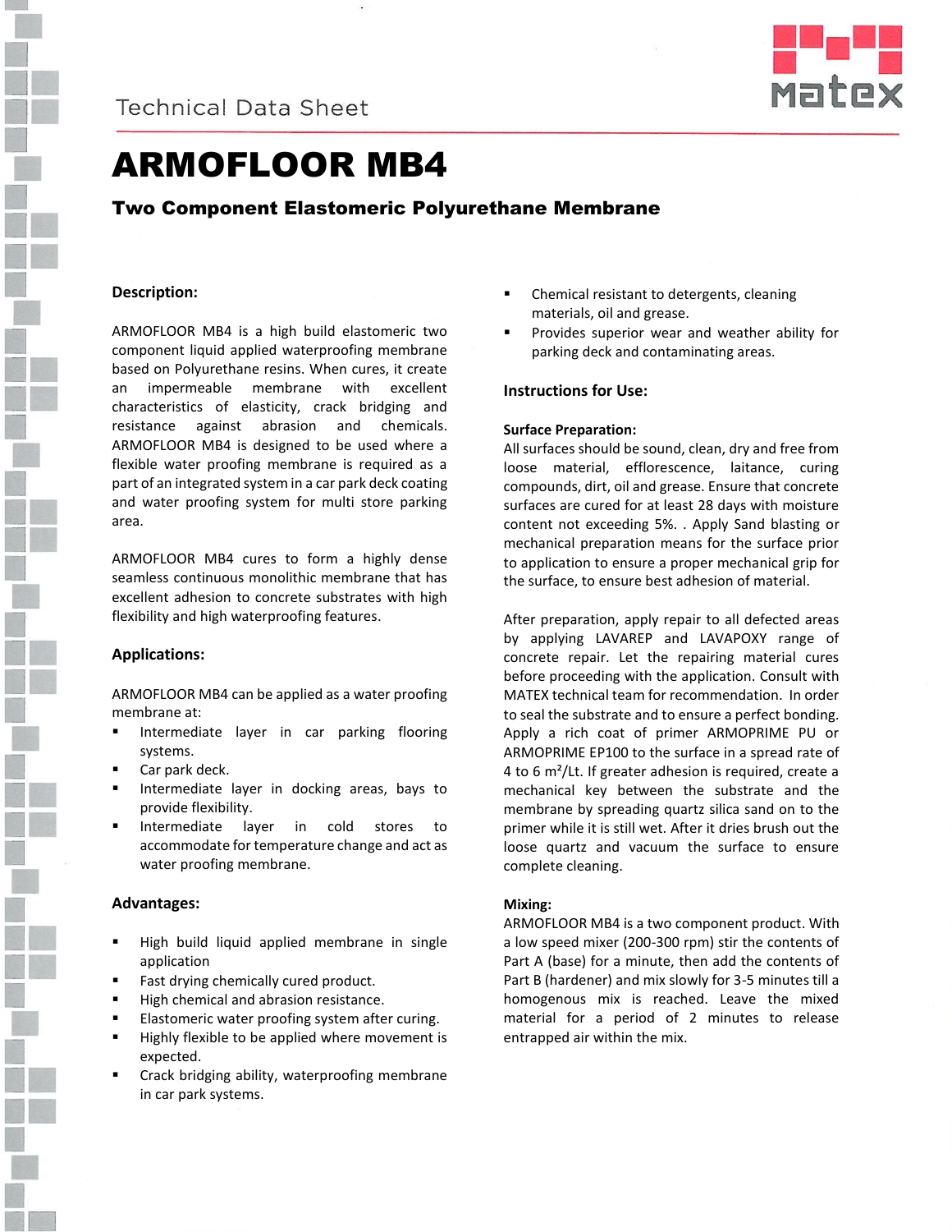Technical Data Sheet

# ARMOFLOOR MB4

## Two Component Elastomeric Polyurethane Membrane

### Description:

ARMOFLOOR MB4 is a high build elastomeric two component liquid applied waterproofing membrane based on Polyurethane resins. When cures, it create an impermeable membrane with excellent characteristics of elasticity, crack bridging and resistance against abrasion and chemicals. ARMOFLOOR MB4 is designed to be used where a flexible water proofing membrane is required as a part of an integrated system in a car park deck coating and water proofing system for multi store parking area.

ARMOFLOOR MB4 cures to form a highly dense seamless continuous monolithic membrane that has excellent adhesion to concrete substrates with high flexibility and high waterproofing features.

### Applications:

ARMOFLOOR MB4 can be applied as a water proofing membrane at:

- Intermediate layer in car parking flooring systems.
- Car park deck.
- Intermediate layer in docking areas, bays to provide flexibility.
- Intermediate layer in cold stores to accommodate for temperature change and act as water proofing membrane.

### Advantages:

- High build liquid applied membrane in single application
- Fast drying chemically cured product.
- High chemical and abrasion resistance.
- Elastomeric water proofing system after curing.
- Highly flexible to be applied where movement is expected.
- Crack bridging ability, waterproofing membrane in car park systems.
- Chemical resistant to detergents, cleaning materials, oil and grease.
- Provides superior wear and weather ability for parking deck and contaminating areas.

### Instructions for Use:

#### Surface Preparation:

All surfaces should be sound, clean, dry and free from loose material, efflorescence, laitance, curing compounds, dirt, oil and grease. Ensure that concrete surfaces are cured for at least 28 days with moisture content not exceeding 5%. . Apply Sand blasting or mechanical preparation means for the surface prior to application to ensure a proper mechanical grip for the surface, to ensure best adhesion of material.

After preparation, apply repair to all defected areas by applying LAVAREP and LAVAPOXY range of concrete repair. Let the repairing material cures before proceeding with the application. Consult with MATEX technical team for recommendation. In order to seal the substrate and to ensure a perfect bonding. Apply a rich coat of primer ARMOPRIME PU or ARMOPRIME EP100 to the surface in a spread rate of 4 to 6 m²/Lt. If greater adhesion is required, create a mechanical key between the substrate and the membrane by spreading quartz silica sand on to the primer while it is still wet. After it dries brush out the loose quartz and vacuum the surface to ensure complete cleaning.

#### Mixing:

ARMOFLOOR MB4 is a two component product. With a low speed mixer (200-300 rpm) stir the contents of Part A (base) for a minute, then add the contents of Part B (hardener) and mix slowly for 3-5 minutes till a homogenous mix is reached. Leave the mixed material for a period of 2 minutes to release entrapped air within the mix.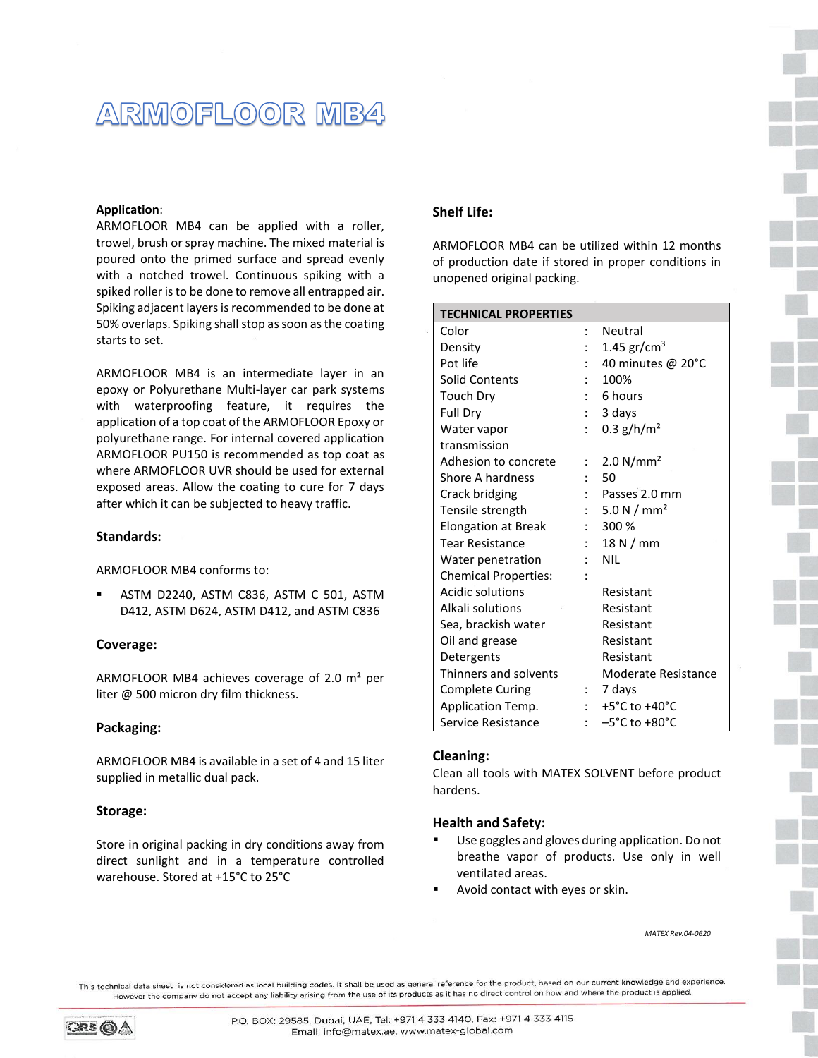# ARMOFLOOR MB4

**Application**:

ARMOFLOOR MB4 can be applied with a roller, trowel, brush or spray machine. The mixed material is poured onto the primed surface and spread evenly with a notched trowel. Continuous spiking with a spiked roller is to be done to remove all entrapped air. Spiking adjacent layers is recommended to be done at 50% overlaps. Spiking shall stop as soon as the coating starts to set.

ARMOFLOOR MB4 is an intermediate layer in an epoxy or Polyurethane Multi-layer car park systems with waterproofing feature, it requires the application of a top coat of the ARMOFLOOR Epoxy or polyurethane range. For internal covered application ARMOFLOOR PU150 is recommended as top coat as where ARMOFLOOR UVR should be used for external exposed areas. Allow the coating to cure for 7 days after which it can be subjected to heavy traffic.

## Standards:

ARMOFLOOR MB4 conforms to:

- ASTM D2240, ASTM C836, ASTM C 501, ASTM D412, ASTM D624, ASTM D412, and ASTM C836

## Coverage:

ARMOFLOOR MB4 achieves coverage of 2.0 m² per liter @ 500 micron dry film thickness.

## Packaging:

ARMOFLOOR MB4 is available in a set of 4 and 15 liter supplied in metallic dual pack.

## Storage:

Store in original packing in dry conditions away from direct sunlight and in a temperature controlled warehouse. Stored at +15°C to 25°C

## Shelf Life:

ARMOFLOOR MB4 can be utilized within 12 months of production date if stored in proper conditions in unopened original packing.

| TECHNICAL PROPERTIES | | |
|---|---|---|
| Color | : | Neutral |
| Density | : | 1.45 gr/cm$^3$ |
| Pot life | : | 40 minutes @ 20°C |
| Solid Contents | : | 100% |
| Touch Dry | : | 6 hours |
| Full Dry | : | 3 days |
| Water vapor transmission | : | 0.3 g/h/m² |
| Adhesion to concrete | : | 2.0 N/mm² |
| Shore A hardness | : | 50 |
| Crack bridging | : | Passes 2.0 mm |
| Tensile strength | : | 5.0 N / mm² |
| Elongation at Break | : | 300 % |
| Tear Resistance | : | 18 N / mm |
| Water penetration | : | NIL |
| Chemical Properties: | : | |
| Acidic solutions | | Resistant |
| Alkali solutions | | Resistant |
| Sea, brackish water | | Resistant |
| Oil and grease | | Resistant |
| Detergents | | Resistant |
| Thinners and solvents | | Moderate Resistance |
| Complete Curing | : | 7 days |
| Application Temp. | : | +5°C to +40°C |
| Service Resistance | : | –5°C to +80°C |

## Cleaning:

Clean all tools with MATEX SOLVENT before product hardens.

## Health and Safety:

- Use goggles and gloves during application. Do not breathe vapor of products. Use only in well ventilated areas.
- Avoid contact with eyes or skin.

*MATEX Rev.04-0620*

This technical data sheet is not considered as local building codes. It shall be used as general reference for the product, based on our current knowledge and experience. However the company do not accept any liability arising from the use of its products as it has no direct control on how and where the product is applied.

P.O. BOX: 29585, Dubai, UAE, Tel: +971 4 333 4140, Fax: +971 4 333 4115
Email: info@matex.ae, www.matex-global.com